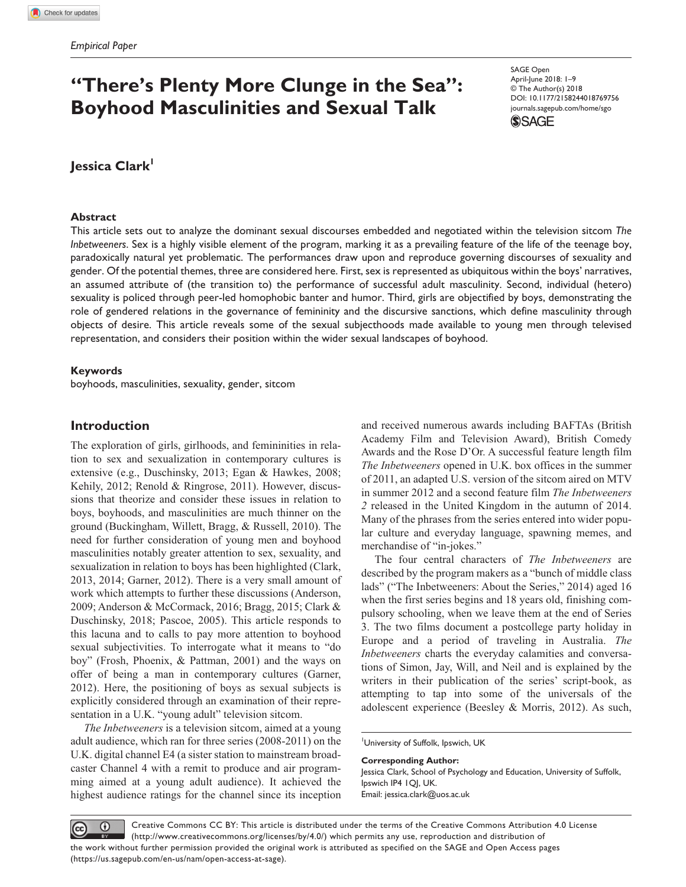*Empirical Paper*

# "There's Plenty More Clunge in the Sea": Boyhood Masculinities and Sexual Talk

SAGE Open
April-June 2018: 1–9
© The Author(s) 2018
DOI: 10.1177/2158244018769756
journals.sagepub.com/home/sgo

**Jessica Clark**[1]

## Abstract

This article sets out to analyze the dominant sexual discourses embedded and negotiated within the television sitcom *The Inbetweeners*. Sex is a highly visible element of the program, marking it as a prevailing feature of the life of the teenage boy, paradoxically natural yet problematic. The performances draw upon and reproduce governing discourses of sexuality and gender. Of the potential themes, three are considered here. First, sex is represented as ubiquitous within the boys' narratives, an assumed attribute of (the transition to) the performance of successful adult masculinity. Second, individual (hetero) sexuality is policed through peer-led homophobic banter and humor. Third, girls are objectified by boys, demonstrating the role of gendered relations in the governance of femininity and the discursive sanctions, which define masculinity through objects of desire. This article reveals some of the sexual subjecthoods made available to young men through televised representation, and considers their position within the wider sexual landscapes of boyhood.

## Keywords

boyhoods, masculinities, sexuality, gender, sitcom

## Introduction

The exploration of girls, girlhoods, and femininities in relation to sex and sexualization in contemporary cultures is extensive (e.g., Duschinsky, 2013; Egan & Hawkes, 2008; Kehily, 2012; Renold & Ringrose, 2011). However, discussions that theorize and consider these issues in relation to boys, boyhoods, and masculinities are much thinner on the ground (Buckingham, Willett, Bragg, & Russell, 2010). The need for further consideration of young men and boyhood masculinities notably greater attention to sex, sexuality, and sexualization in relation to boys has been highlighted (Clark, 2013, 2014; Garner, 2012). There is a very small amount of work which attempts to further these discussions (Anderson, 2009; Anderson & McCormack, 2016; Bragg, 2015; Clark & Duschinsky, 2018; Pascoe, 2005). This article responds to this lacuna and to calls to pay more attention to boyhood sexual subjectivities. To interrogate what it means to "do boy" (Frosh, Phoenix, & Pattman, 2001) and the ways on offer of being a man in contemporary cultures (Garner, 2012). Here, the positioning of boys as sexual subjects is explicitly considered through an examination of their representation in a U.K. "young adult" television sitcom.

*The Inbetweeners* is a television sitcom, aimed at a young adult audience, which ran for three series (2008-2011) on the U.K. digital channel E4 (a sister station to mainstream broadcaster Channel 4 with a remit to produce and air programming aimed at a young adult audience). It achieved the highest audience ratings for the channel since its inception and received numerous awards including BAFTAs (British Academy Film and Television Award), British Comedy Awards and the Rose D'Or. A successful feature length film *The Inbetweeners* opened in U.K. box offices in the summer of 2011, an adapted U.S. version of the sitcom aired on MTV in summer 2012 and a second feature film *The Inbetweeners 2* released in the United Kingdom in the autumn of 2014. Many of the phrases from the series entered into wider popular culture and everyday language, spawning memes, and merchandise of "in-jokes."

The four central characters of *The Inbetweeners* are described by the program makers as a "bunch of middle class lads" ("The Inbetweeners: About the Series," 2014) aged 16 when the first series begins and 18 years old, finishing compulsory schooling, when we leave them at the end of Series 3. The two films document a postcollege party holiday in Europe and a period of traveling in Australia. *The Inbetweeners* charts the everyday calamities and conversations of Simon, Jay, Will, and Neil and is explained by the writers in their publication of the series' script-book, as attempting to tap into some of the universals of the adolescent experience (Beesley & Morris, 2012). As such,

[1]University of Suffolk, Ipswich, UK

**Corresponding Author:**
Jessica Clark, School of Psychology and Education, University of Suffolk, Ipswich IP4 1QJ, UK.
Email: jessica.clark@uos.ac.uk

Creative Commons CC BY: This article is distributed under the terms of the Creative Commons Attribution 4.0 License (http://www.creativecommons.org/licenses/by/4.0/) which permits any use, reproduction and distribution of the work without further permission provided the original work is attributed as specified on the SAGE and Open Access pages (https://us.sagepub.com/en-us/nam/open-access-at-sage).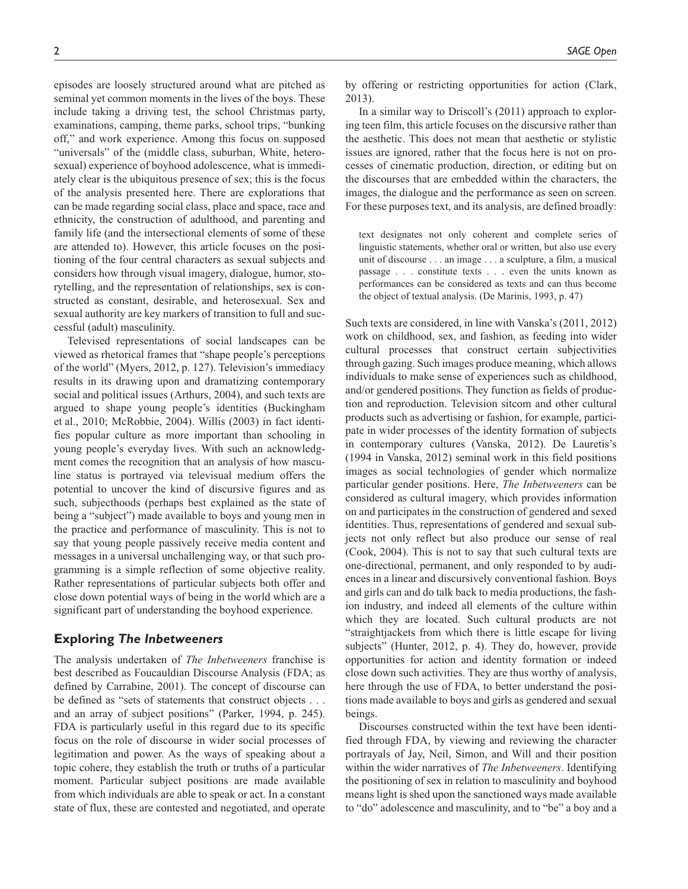episodes are loosely structured around what are pitched as seminal yet common moments in the lives of the boys. These include taking a driving test, the school Christmas party, examinations, camping, theme parks, school trips, "bunking off," and work experience. Among this focus on supposed "universals" of the (middle class, suburban, White, heterosexual) experience of boyhood adolescence, what is immediately clear is the ubiquitous presence of sex; this is the focus of the analysis presented here. There are explorations that can be made regarding social class, place and space, race and ethnicity, the construction of adulthood, and parenting and family life (and the intersectional elements of some of these are attended to). However, this article focuses on the positioning of the four central characters as sexual subjects and considers how through visual imagery, dialogue, humor, storytelling, and the representation of relationships, sex is constructed as constant, desirable, and heterosexual. Sex and sexual authority are key markers of transition to full and successful (adult) masculinity.

Televised representations of social landscapes can be viewed as rhetorical frames that "shape people's perceptions of the world" (Myers, 2012, p. 127). Television's immediacy results in its drawing upon and dramatizing contemporary social and political issues (Arthurs, 2004), and such texts are argued to shape young people's identities (Buckingham et al., 2010; McRobbie, 2004). Willis (2003) in fact identifies popular culture as more important than schooling in young people's everyday lives. With such an acknowledgment comes the recognition that an analysis of how masculine status is portrayed via televisual medium offers the potential to uncover the kind of discursive figures and as such, subjecthoods (perhaps best explained as the state of being a "subject") made available to boys and young men in the practice and performance of masculinity. This is not to say that young people passively receive media content and messages in a universal unchallenging way, or that such programming is a simple reflection of some objective reality. Rather representations of particular subjects both offer and close down potential ways of being in the world which are a significant part of understanding the boyhood experience.

## Exploring *The Inbetweeners*

The analysis undertaken of *The Inbetweeners* franchise is best described as Foucauldian Discourse Analysis (FDA; as defined by Carrabine, 2001). The concept of discourse can be defined as "sets of statements that construct objects . . . and an array of subject positions" (Parker, 1994, p. 245). FDA is particularly useful in this regard due to its specific focus on the role of discourse in wider social processes of legitimation and power. As the ways of speaking about a topic cohere, they establish the truth or truths of a particular moment. Particular subject positions are made available from which individuals are able to speak or act. In a constant state of flux, these are contested and negotiated, and operate by offering or restricting opportunities for action (Clark, 2013).

In a similar way to Driscoll's (2011) approach to exploring teen film, this article focuses on the discursive rather than the aesthetic. This does not mean that aesthetic or stylistic issues are ignored, rather that the focus here is not on processes of cinematic production, direction, or editing but on the discourses that are embedded within the characters, the images, the dialogue and the performance as seen on screen. For these purposes text, and its analysis, are defined broadly:

> text designates not only coherent and complete series of linguistic statements, whether oral or written, but also use every unit of discourse . . . an image . . . a sculpture, a film, a musical passage . . . constitute texts . . . even the units known as performances can be considered as texts and can thus become the object of textual analysis. (De Marinis, 1993, p. 47)

Such texts are considered, in line with Vanska's (2011, 2012) work on childhood, sex, and fashion, as feeding into wider cultural processes that construct certain subjectivities through gazing. Such images produce meaning, which allows individuals to make sense of experiences such as childhood, and/or gendered positions. They function as fields of production and reproduction. Television sitcom and other cultural products such as advertising or fashion, for example, participate in wider processes of the identity formation of subjects in contemporary cultures (Vanska, 2012). De Lauretis's (1994 in Vanska, 2012) seminal work in this field positions images as social technologies of gender which normalize particular gender positions. Here, *The Inbetweeners* can be considered as cultural imagery, which provides information on and participates in the construction of gendered and sexed identities. Thus, representations of gendered and sexual subjects not only reflect but also produce our sense of real (Cook, 2004). This is not to say that such cultural texts are one-directional, permanent, and only responded to by audiences in a linear and discursively conventional fashion. Boys and girls can and do talk back to media productions, the fashion industry, and indeed all elements of the culture within which they are located. Such cultural products are not "straightjackets from which there is little escape for living subjects" (Hunter, 2012, p. 4). They do, however, provide opportunities for action and identity formation or indeed close down such activities. They are thus worthy of analysis, here through the use of FDA, to better understand the positions made available to boys and girls as gendered and sexual beings.

Discourses constructed within the text have been identified through FDA, by viewing and reviewing the character portrayals of Jay, Neil, Simon, and Will and their position within the wider narratives of *The Inbetweeners*. Identifying the positioning of sex in relation to masculinity and boyhood means light is shed upon the sanctioned ways made available to "do" adolescence and masculinity, and to "be" a boy and a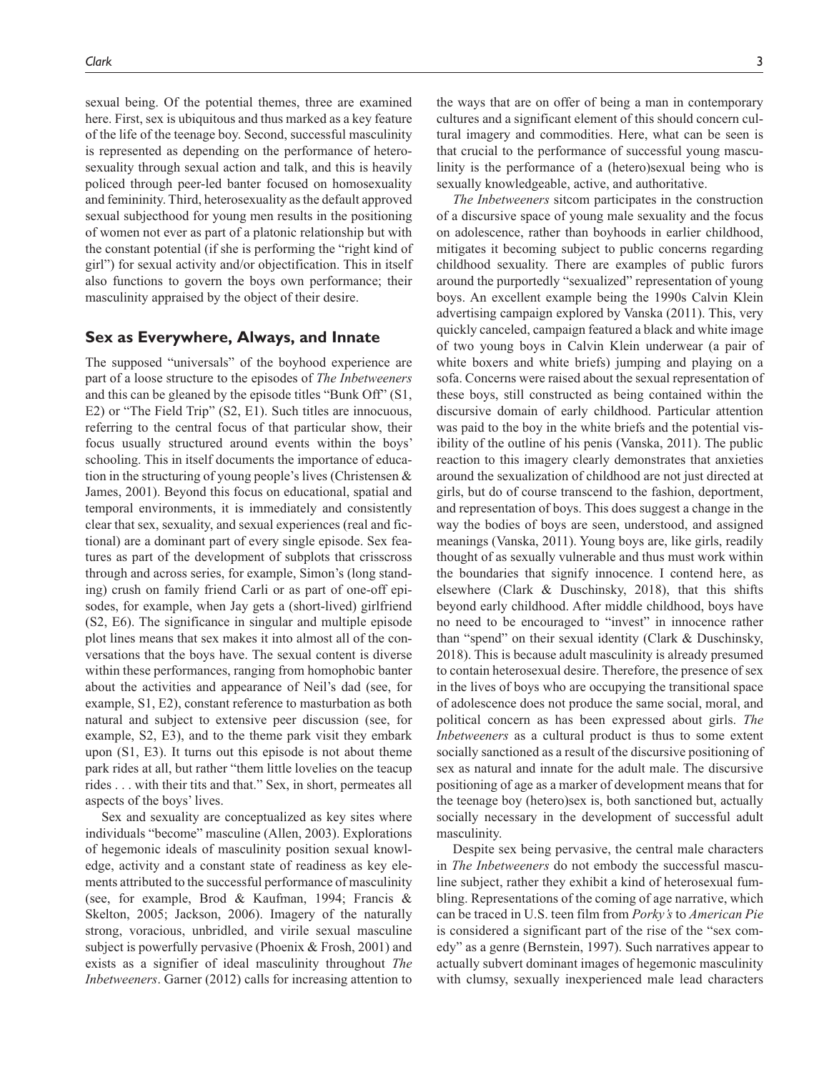sexual being. Of the potential themes, three are examined here. First, sex is ubiquitous and thus marked as a key feature of the life of the teenage boy. Second, successful masculinity is represented as depending on the performance of heterosexuality through sexual action and talk, and this is heavily policed through peer-led banter focused on homosexuality and femininity. Third, heterosexuality as the default approved sexual subjecthood for young men results in the positioning of women not ever as part of a platonic relationship but with the constant potential (if she is performing the "right kind of girl") for sexual activity and/or objectification. This in itself also functions to govern the boys own performance; their masculinity appraised by the object of their desire.

## Sex as Everywhere, Always, and Innate

The supposed "universals" of the boyhood experience are part of a loose structure to the episodes of *The Inbetweeners* and this can be gleaned by the episode titles "Bunk Off" (S1, E2) or "The Field Trip" (S2, E1). Such titles are innocuous, referring to the central focus of that particular show, their focus usually structured around events within the boys' schooling. This in itself documents the importance of education in the structuring of young people's lives (Christensen & James, 2001). Beyond this focus on educational, spatial and temporal environments, it is immediately and consistently clear that sex, sexuality, and sexual experiences (real and fictional) are a dominant part of every single episode. Sex features as part of the development of subplots that crisscross through and across series, for example, Simon's (long standing) crush on family friend Carli or as part of one-off episodes, for example, when Jay gets a (short-lived) girlfriend (S2, E6). The significance in singular and multiple episode plot lines means that sex makes it into almost all of the conversations that the boys have. The sexual content is diverse within these performances, ranging from homophobic banter about the activities and appearance of Neil's dad (see, for example, S1, E2), constant reference to masturbation as both natural and subject to extensive peer discussion (see, for example, S2, E3), and to the theme park visit they embark upon (S1, E3). It turns out this episode is not about theme park rides at all, but rather "them little lovelies on the teacup rides . . . with their tits and that." Sex, in short, permeates all aspects of the boys' lives.

Sex and sexuality are conceptualized as key sites where individuals "become" masculine (Allen, 2003). Explorations of hegemonic ideals of masculinity position sexual knowledge, activity and a constant state of readiness as key elements attributed to the successful performance of masculinity (see, for example, Brod & Kaufman, 1994; Francis & Skelton, 2005; Jackson, 2006). Imagery of the naturally strong, voracious, unbridled, and virile sexual masculine subject is powerfully pervasive (Phoenix & Frosh, 2001) and exists as a signifier of ideal masculinity throughout *The Inbetweeners*. Garner (2012) calls for increasing attention to the ways that are on offer of being a man in contemporary cultures and a significant element of this should concern cultural imagery and commodities. Here, what can be seen is that crucial to the performance of successful young masculinity is the performance of a (hetero)sexual being who is sexually knowledgeable, active, and authoritative.

*The Inbetweeners* sitcom participates in the construction of a discursive space of young male sexuality and the focus on adolescence, rather than boyhoods in earlier childhood, mitigates it becoming subject to public concerns regarding childhood sexuality. There are examples of public furors around the purportedly "sexualized" representation of young boys. An excellent example being the 1990s Calvin Klein advertising campaign explored by Vanska (2011). This, very quickly canceled, campaign featured a black and white image of two young boys in Calvin Klein underwear (a pair of white boxers and white briefs) jumping and playing on a sofa. Concerns were raised about the sexual representation of these boys, still constructed as being contained within the discursive domain of early childhood. Particular attention was paid to the boy in the white briefs and the potential visibility of the outline of his penis (Vanska, 2011). The public reaction to this imagery clearly demonstrates that anxieties around the sexualization of childhood are not just directed at girls, but do of course transcend to the fashion, deportment, and representation of boys. This does suggest a change in the way the bodies of boys are seen, understood, and assigned meanings (Vanska, 2011). Young boys are, like girls, readily thought of as sexually vulnerable and thus must work within the boundaries that signify innocence. I contend here, as elsewhere (Clark & Duschinsky, 2018), that this shifts beyond early childhood. After middle childhood, boys have no need to be encouraged to "invest" in innocence rather than "spend" on their sexual identity (Clark & Duschinsky, 2018). This is because adult masculinity is already presumed to contain heterosexual desire. Therefore, the presence of sex in the lives of boys who are occupying the transitional space of adolescence does not produce the same social, moral, and political concern as has been expressed about girls. *The Inbetweeners* as a cultural product is thus to some extent socially sanctioned as a result of the discursive positioning of sex as natural and innate for the adult male. The discursive positioning of age as a marker of development means that for the teenage boy (hetero)sex is, both sanctioned but, actually socially necessary in the development of successful adult masculinity.

Despite sex being pervasive, the central male characters in *The Inbetweeners* do not embody the successful masculine subject, rather they exhibit a kind of heterosexual fumbling. Representations of the coming of age narrative, which can be traced in U.S. teen film from *Porky's* to *American Pie* is considered a significant part of the rise of the "sex comedy" as a genre (Bernstein, 1997). Such narratives appear to actually subvert dominant images of hegemonic masculinity with clumsy, sexually inexperienced male lead characters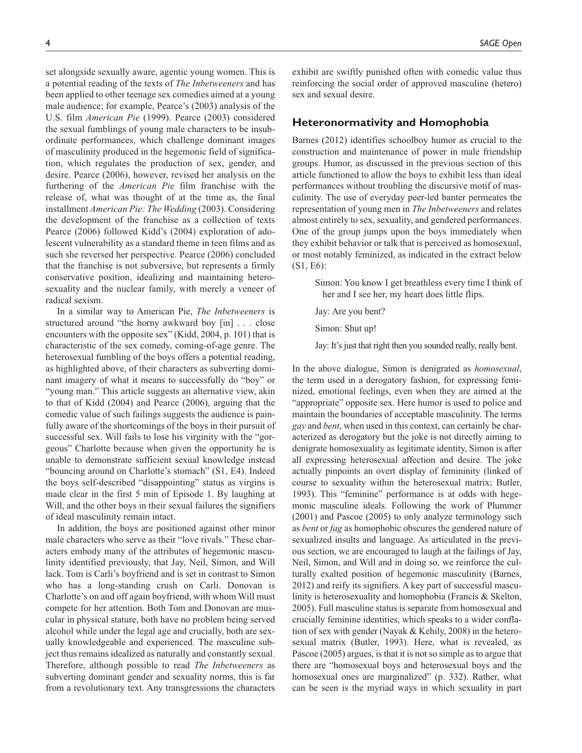set alongside sexually aware, agentic young women. This is a potential reading of the texts of *The Inbetweeners* and has been applied to other teenage sex comedies aimed at a young male audience; for example, Pearce's (2003) analysis of the U.S. film *American Pie* (1999). Pearce (2003) considered the sexual fumblings of young male characters to be insubordinate performances, which challenge dominant images of masculinity produced in the hegemonic field of signification, which regulates the production of sex, gender, and desire. Pearce (2006), however, revised her analysis on the furthering of the *American Pie* film franchise with the release of, what was thought of at the time as, the final installment *American Pie: The Wedding* (2003). Considering the development of the franchise as a collection of texts Pearce (2006) followed Kidd's (2004) exploration of adolescent vulnerability as a standard theme in teen films and as such she reversed her perspective. Pearce (2006) concluded that the franchise is not subversive, but represents a firmly conservative position, idealizing and maintaining heterosexuality and the nuclear family, with merely a veneer of radical sexism.

In a similar way to American Pie, *The Inbetweeners* is structured around "the horny awkward boy [in] . . . close encounters with the opposite sex" (Kidd, 2004, p. 101) that is characteristic of the sex comedy, coming-of-age genre. The heterosexual fumbling of the boys offers a potential reading, as highlighted above, of their characters as subverting dominant imagery of what it means to successfully do "boy" or "young man." This article suggests an alternative view, akin to that of Kidd (2004) and Pearce (2006), arguing that the comedic value of such failings suggests the audience is painfully aware of the shortcomings of the boys in their pursuit of successful sex. Will fails to lose his virginity with the "gorgeous" Charlotte because when given the opportunity he is unable to demonstrate sufficient sexual knowledge instead "bouncing around on Charlotte's stomach" (S1, E4). Indeed the boys self-described "disappointing" status as virgins is made clear in the first 5 min of Episode 1. By laughing at Will, and the other boys in their sexual failures the signifiers of ideal masculinity remain intact.

In addition, the boys are positioned against other minor male characters who serve as their "love rivals." These characters embody many of the attributes of hegemonic masculinity identified previously, that Jay, Neil, Simon, and Will lack. Tom is Carli's boyfriend and is set in contrast to Simon who has a long-standing crush on Carli. Donovan is Charlotte's on and off again boyfriend, with whom Will must compete for her attention. Both Tom and Donovan are muscular in physical stature, both have no problem being served alcohol while under the legal age and crucially, both are sexually knowledgeable and experienced. The masculine subject thus remains idealized as naturally and constantly sexual. Therefore, although possible to read *The Inbetweeners* as subverting dominant gender and sexuality norms, this is far from a revolutionary text. Any transgressions the characters exhibit are swiftly punished often with comedic value thus reinforcing the social order of approved masculine (hetero) sex and sexual desire.

## Heteronormativity and Homophobia

Barnes (2012) identifies schoolboy humor as crucial to the construction and maintenance of power in male friendship groups. Humor, as discussed in the previous section of this article functioned to allow the boys to exhibit less than ideal performances without troubling the discursive motif of masculinity. The use of everyday peer-led banter permeates the representation of young men in *The Inbetweeners* and relates almost entirely to sex, sexuality, and gendered performances. One of the group jumps upon the boys immediately when they exhibit behavior or talk that is perceived as homosexual, or most notably feminized, as indicated in the extract below (S1, E6):

> Simon: You know I get breathless every time I think of her and I see her, my heart does little flips.
>
> Jay: Are you bent?
>
> Simon: Shut up!
>
> Jay: It's just that right then you sounded really, really bent.

In the above dialogue, Simon is denigrated as *homosexual*, the term used in a derogatory fashion, for expressing feminized, emotional feelings, even when they are aimed at the "appropriate" opposite sex. Here humor is used to police and maintain the boundaries of acceptable masculinity. The terms *gay* and *bent*, when used in this context, can certainly be characterized as derogatory but the joke is not directly aiming to denigrate homosexuality as legitimate identity, Simon is after all expressing heterosexual affection and desire. The joke actually pinpoints an overt display of femininity (linked of course to sexuality within the heterosexual matrix; Butler, 1993). This "feminine" performance is at odds with hegemonic masculine ideals. Following the work of Plummer (2001) and Pascoe (2005) to only analyze terminology such as *bent* or *fag* as homophobic obscures the gendered nature of sexualized insults and language. As articulated in the previous section, we are encouraged to laugh at the failings of Jay, Neil, Simon, and Will and in doing so, we reinforce the culturally exalted position of hegemonic masculinity (Barnes, 2012) and reify its signifiers. A key part of successful masculinity is heterosexuality and homophobia (Francis & Skelton, 2005). Full masculine status is separate from homosexual and crucially feminine identities, which speaks to a wider conflation of sex with gender (Nayak & Kehily, 2008) in the heterosexual matrix (Butler, 1993). Here, what is revealed, as Pascoe (2005) argues, is that it is not so simple as to argue that there are "homosexual boys and heterosexual boys and the homosexual ones are marginalized" (p. 332). Rather, what can be seen is the myriad ways in which sexuality in part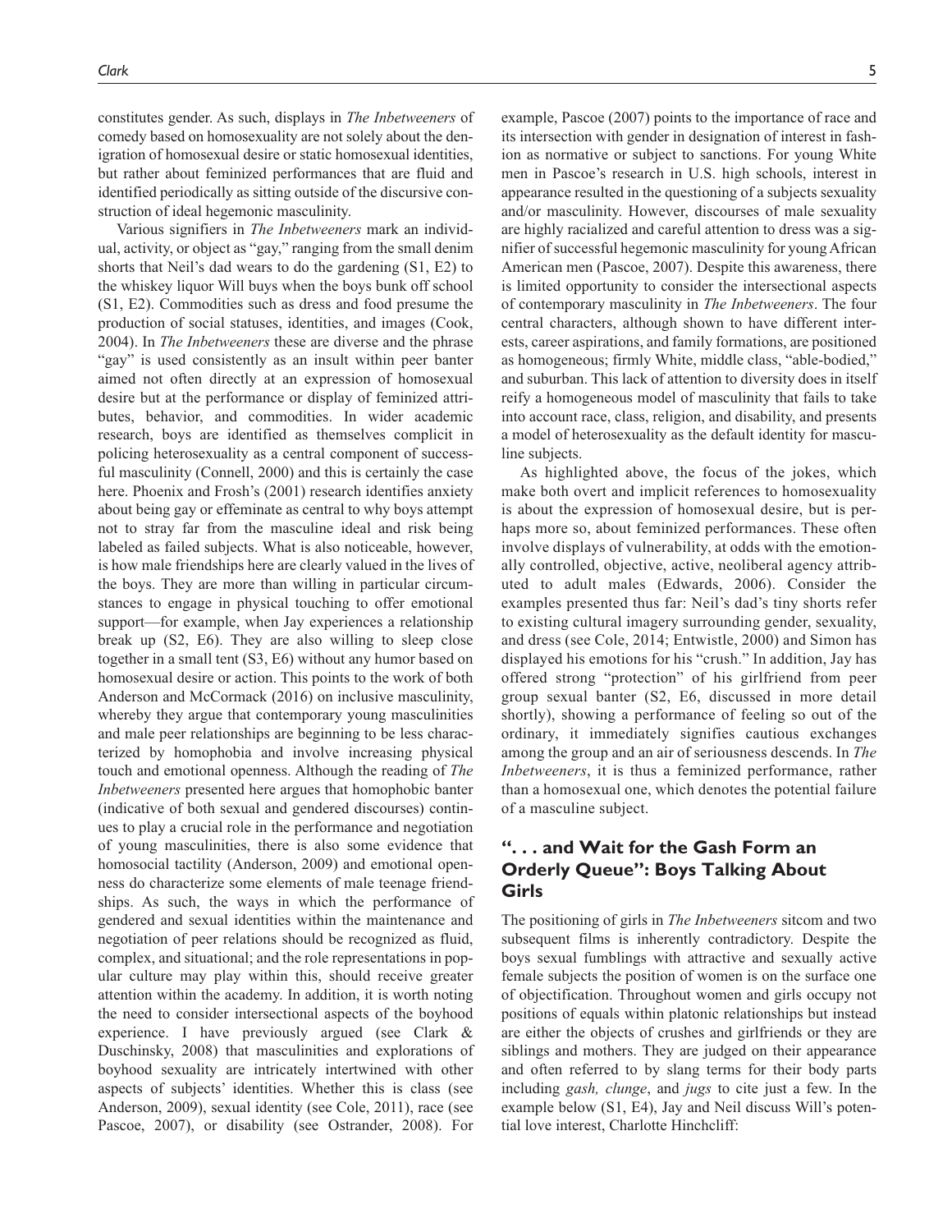constitutes gender. As such, displays in *The Inbetweeners* of comedy based on homosexuality are not solely about the denigration of homosexual desire or static homosexual identities, but rather about feminized performances that are fluid and identified periodically as sitting outside of the discursive construction of ideal hegemonic masculinity.

Various signifiers in *The Inbetweeners* mark an individual, activity, or object as "gay," ranging from the small denim shorts that Neil's dad wears to do the gardening (S1, E2) to the whiskey liquor Will buys when the boys bunk off school (S1, E2). Commodities such as dress and food presume the production of social statuses, identities, and images (Cook, 2004). In *The Inbetweeners* these are diverse and the phrase "gay" is used consistently as an insult within peer banter aimed not often directly at an expression of homosexual desire but at the performance or display of feminized attributes, behavior, and commodities. In wider academic research, boys are identified as themselves complicit in policing heterosexuality as a central component of successful masculinity (Connell, 2000) and this is certainly the case here. Phoenix and Frosh's (2001) research identifies anxiety about being gay or effeminate as central to why boys attempt not to stray far from the masculine ideal and risk being labeled as failed subjects. What is also noticeable, however, is how male friendships here are clearly valued in the lives of the boys. They are more than willing in particular circumstances to engage in physical touching to offer emotional support—for example, when Jay experiences a relationship break up (S2, E6). They are also willing to sleep close together in a small tent (S3, E6) without any humor based on homosexual desire or action. This points to the work of both Anderson and McCormack (2016) on inclusive masculinity, whereby they argue that contemporary young masculinities and male peer relationships are beginning to be less characterized by homophobia and involve increasing physical touch and emotional openness. Although the reading of *The Inbetweeners* presented here argues that homophobic banter (indicative of both sexual and gendered discourses) continues to play a crucial role in the performance and negotiation of young masculinities, there is also some evidence that homosocial tactility (Anderson, 2009) and emotional openness do characterize some elements of male teenage friendships. As such, the ways in which the performance of gendered and sexual identities within the maintenance and negotiation of peer relations should be recognized as fluid, complex, and situational; and the role representations in popular culture may play within this, should receive greater attention within the academy. In addition, it is worth noting the need to consider intersectional aspects of the boyhood experience. I have previously argued (see Clark & Duschinsky, 2008) that masculinities and explorations of boyhood sexuality are intricately intertwined with other aspects of subjects' identities. Whether this is class (see Anderson, 2009), sexual identity (see Cole, 2011), race (see Pascoe, 2007), or disability (see Ostrander, 2008). For example, Pascoe (2007) points to the importance of race and its intersection with gender in designation of interest in fashion as normative or subject to sanctions. For young White men in Pascoe's research in U.S. high schools, interest in appearance resulted in the questioning of a subjects sexuality and/or masculinity. However, discourses of male sexuality are highly racialized and careful attention to dress was a signifier of successful hegemonic masculinity for young African American men (Pascoe, 2007). Despite this awareness, there is limited opportunity to consider the intersectional aspects of contemporary masculinity in *The Inbetweeners*. The four central characters, although shown to have different interests, career aspirations, and family formations, are positioned as homogeneous; firmly White, middle class, "able-bodied," and suburban. This lack of attention to diversity does in itself reify a homogeneous model of masculinity that fails to take into account race, class, religion, and disability, and presents a model of heterosexuality as the default identity for masculine subjects.

As highlighted above, the focus of the jokes, which make both overt and implicit references to homosexuality is about the expression of homosexual desire, but is perhaps more so, about feminized performances. These often involve displays of vulnerability, at odds with the emotionally controlled, objective, active, neoliberal agency attributed to adult males (Edwards, 2006). Consider the examples presented thus far: Neil's dad's tiny shorts refer to existing cultural imagery surrounding gender, sexuality, and dress (see Cole, 2014; Entwistle, 2000) and Simon has displayed his emotions for his "crush." In addition, Jay has offered strong "protection" of his girlfriend from peer group sexual banter (S2, E6, discussed in more detail shortly), showing a performance of feeling so out of the ordinary, it immediately signifies cautious exchanges among the group and an air of seriousness descends. In *The Inbetweeners*, it is thus a feminized performance, rather than a homosexual one, which denotes the potential failure of a masculine subject.

## ". . . and Wait for the Gash Form an Orderly Queue": Boys Talking About Girls

The positioning of girls in *The Inbetweeners* sitcom and two subsequent films is inherently contradictory. Despite the boys sexual fumblings with attractive and sexually active female subjects the position of women is on the surface one of objectification. Throughout women and girls occupy not positions of equals within platonic relationships but instead are either the objects of crushes and girlfriends or they are siblings and mothers. They are judged on their appearance and often referred to by slang terms for their body parts including *gash, clunge*, and *jugs* to cite just a few. In the example below (S1, E4), Jay and Neil discuss Will's potential love interest, Charlotte Hinchcliff: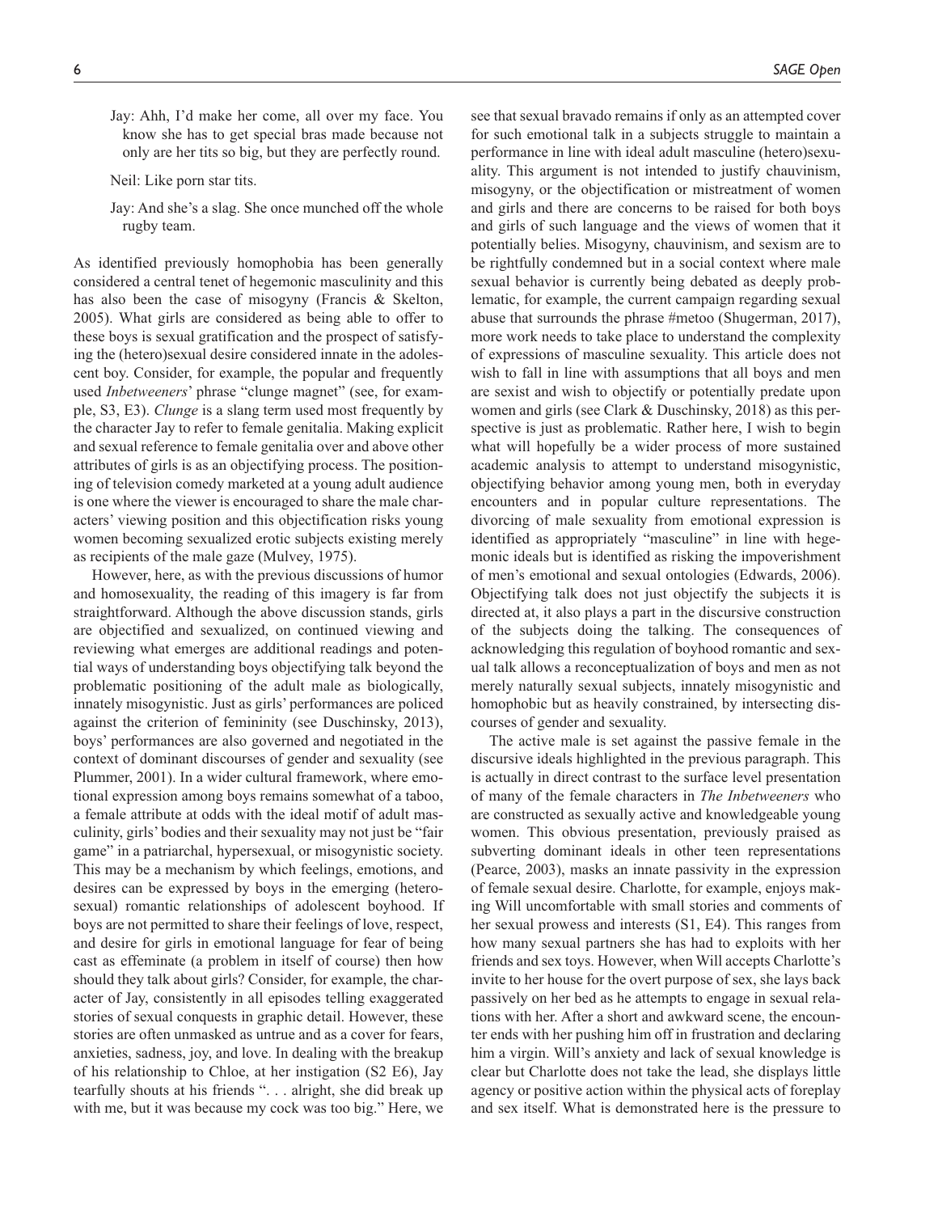Jay: Ahh, I'd make her come, all over my face. You know she has to get special bras made because not only are her tits so big, but they are perfectly round.

Neil: Like porn star tits.

Jay: And she's a slag. She once munched off the whole rugby team.

As identified previously homophobia has been generally considered a central tenet of hegemonic masculinity and this has also been the case of misogyny (Francis & Skelton, 2005). What girls are considered as being able to offer to these boys is sexual gratification and the prospect of satisfying the (hetero)sexual desire considered innate in the adolescent boy. Consider, for example, the popular and frequently used *Inbetweeners*' phrase "clunge magnet" (see, for example, S3, E3). *Clunge* is a slang term used most frequently by the character Jay to refer to female genitalia. Making explicit and sexual reference to female genitalia over and above other attributes of girls is as an objectifying process. The positioning of television comedy marketed at a young adult audience is one where the viewer is encouraged to share the male characters' viewing position and this objectification risks young women becoming sexualized erotic subjects existing merely as recipients of the male gaze (Mulvey, 1975).

However, here, as with the previous discussions of humor and homosexuality, the reading of this imagery is far from straightforward. Although the above discussion stands, girls are objectified and sexualized, on continued viewing and reviewing what emerges are additional readings and potential ways of understanding boys objectifying talk beyond the problematic positioning of the adult male as biologically, innately misogynistic. Just as girls' performances are policed against the criterion of femininity (see Duschinsky, 2013), boys' performances are also governed and negotiated in the context of dominant discourses of gender and sexuality (see Plummer, 2001). In a wider cultural framework, where emotional expression among boys remains somewhat of a taboo, a female attribute at odds with the ideal motif of adult masculinity, girls' bodies and their sexuality may not just be "fair game" in a patriarchal, hypersexual, or misogynistic society. This may be a mechanism by which feelings, emotions, and desires can be expressed by boys in the emerging (heterosexual) romantic relationships of adolescent boyhood. If boys are not permitted to share their feelings of love, respect, and desire for girls in emotional language for fear of being cast as effeminate (a problem in itself of course) then how should they talk about girls? Consider, for example, the character of Jay, consistently in all episodes telling exaggerated stories of sexual conquests in graphic detail. However, these stories are often unmasked as untrue and as a cover for fears, anxieties, sadness, joy, and love. In dealing with the breakup of his relationship to Chloe, at her instigation (S2 E6), Jay tearfully shouts at his friends ". . . alright, she did break up with me, but it was because my cock was too big." Here, we see that sexual bravado remains if only as an attempted cover for such emotional talk in a subjects struggle to maintain a performance in line with ideal adult masculine (hetero)sexuality. This argument is not intended to justify chauvinism, misogyny, or the objectification or mistreatment of women and girls and there are concerns to be raised for both boys and girls of such language and the views of women that it potentially belies. Misogyny, chauvinism, and sexism are to be rightfully condemned but in a social context where male sexual behavior is currently being debated as deeply problematic, for example, the current campaign regarding sexual abuse that surrounds the phrase #metoo (Shugerman, 2017), more work needs to take place to understand the complexity of expressions of masculine sexuality. This article does not wish to fall in line with assumptions that all boys and men are sexist and wish to objectify or potentially predate upon women and girls (see Clark & Duschinsky, 2018) as this perspective is just as problematic. Rather here, I wish to begin what will hopefully be a wider process of more sustained academic analysis to attempt to understand misogynistic, objectifying behavior among young men, both in everyday encounters and in popular culture representations. The divorcing of male sexuality from emotional expression is identified as appropriately "masculine" in line with hegemonic ideals but is identified as risking the impoverishment of men's emotional and sexual ontologies (Edwards, 2006). Objectifying talk does not just objectify the subjects it is directed at, it also plays a part in the discursive construction of the subjects doing the talking. The consequences of acknowledging this regulation of boyhood romantic and sexual talk allows a reconceptualization of boys and men as not merely naturally sexual subjects, innately misogynistic and homophobic but as heavily constrained, by intersecting discourses of gender and sexuality.

The active male is set against the passive female in the discursive ideals highlighted in the previous paragraph. This is actually in direct contrast to the surface level presentation of many of the female characters in *The Inbetweeners* who are constructed as sexually active and knowledgeable young women. This obvious presentation, previously praised as subverting dominant ideals in other teen representations (Pearce, 2003), masks an innate passivity in the expression of female sexual desire. Charlotte, for example, enjoys making Will uncomfortable with small stories and comments of her sexual prowess and interests (S1, E4). This ranges from how many sexual partners she has had to exploits with her friends and sex toys. However, when Will accepts Charlotte's invite to her house for the overt purpose of sex, she lays back passively on her bed as he attempts to engage in sexual relations with her. After a short and awkward scene, the encounter ends with her pushing him off in frustration and declaring him a virgin. Will's anxiety and lack of sexual knowledge is clear but Charlotte does not take the lead, she displays little agency or positive action within the physical acts of foreplay and sex itself. What is demonstrated here is the pressure to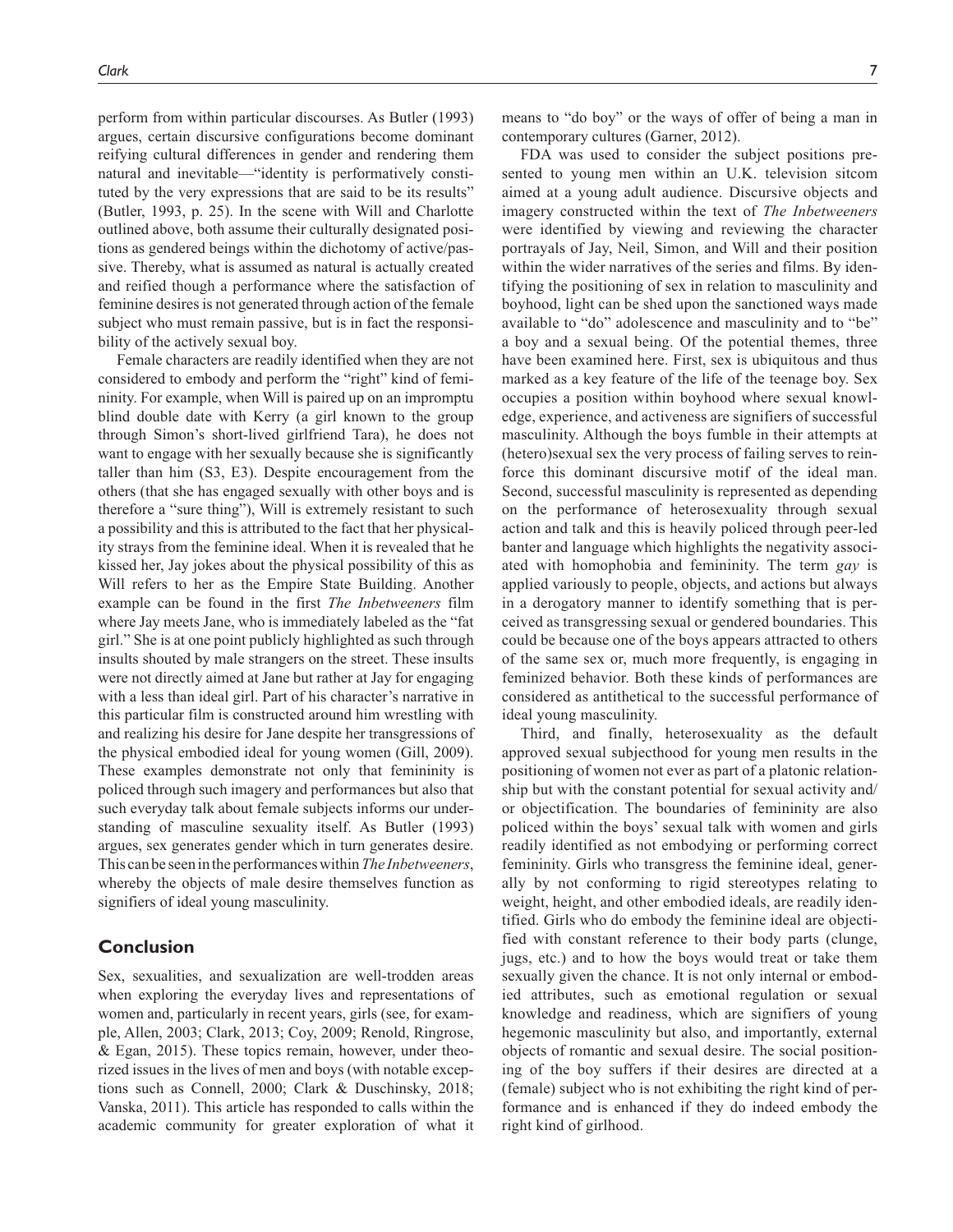perform from within particular discourses. As Butler (1993) argues, certain discursive configurations become dominant reifying cultural differences in gender and rendering them natural and inevitable—"identity is performatively constituted by the very expressions that are said to be its results" (Butler, 1993, p. 25). In the scene with Will and Charlotte outlined above, both assume their culturally designated positions as gendered beings within the dichotomy of active/passive. Thereby, what is assumed as natural is actually created and reified though a performance where the satisfaction of feminine desires is not generated through action of the female subject who must remain passive, but is in fact the responsibility of the actively sexual boy.

Female characters are readily identified when they are not considered to embody and perform the "right" kind of femininity. For example, when Will is paired up on an impromptu blind double date with Kerry (a girl known to the group through Simon's short-lived girlfriend Tara), he does not want to engage with her sexually because she is significantly taller than him (S3, E3). Despite encouragement from the others (that she has engaged sexually with other boys and is therefore a "sure thing"), Will is extremely resistant to such a possibility and this is attributed to the fact that her physicality strays from the feminine ideal. When it is revealed that he kissed her, Jay jokes about the physical possibility of this as Will refers to her as the Empire State Building. Another example can be found in the first *The Inbetweeners* film where Jay meets Jane, who is immediately labeled as the "fat girl." She is at one point publicly highlighted as such through insults shouted by male strangers on the street. These insults were not directly aimed at Jane but rather at Jay for engaging with a less than ideal girl. Part of his character's narrative in this particular film is constructed around him wrestling with and realizing his desire for Jane despite her transgressions of the physical embodied ideal for young women (Gill, 2009). These examples demonstrate not only that femininity is policed through such imagery and performances but also that such everyday talk about female subjects informs our understanding of masculine sexuality itself. As Butler (1993) argues, sex generates gender which in turn generates desire. This can be seen in the performances within *The Inbetweeners*, whereby the objects of male desire themselves function as signifiers of ideal young masculinity.

## Conclusion

Sex, sexualities, and sexualization are well-trodden areas when exploring the everyday lives and representations of women and, particularly in recent years, girls (see, for example, Allen, 2003; Clark, 2013; Coy, 2009; Renold, Ringrose, & Egan, 2015). These topics remain, however, under theorized issues in the lives of men and boys (with notable exceptions such as Connell, 2000; Clark & Duschinsky, 2018; Vanska, 2011). This article has responded to calls within the academic community for greater exploration of what it means to "do boy" or the ways of offer of being a man in contemporary cultures (Garner, 2012).

FDA was used to consider the subject positions presented to young men within an U.K. television sitcom aimed at a young adult audience. Discursive objects and imagery constructed within the text of *The Inbetweeners* were identified by viewing and reviewing the character portrayals of Jay, Neil, Simon, and Will and their position within the wider narratives of the series and films. By identifying the positioning of sex in relation to masculinity and boyhood, light can be shed upon the sanctioned ways made available to "do" adolescence and masculinity and to "be" a boy and a sexual being. Of the potential themes, three have been examined here. First, sex is ubiquitous and thus marked as a key feature of the life of the teenage boy. Sex occupies a position within boyhood where sexual knowledge, experience, and activeness are signifiers of successful masculinity. Although the boys fumble in their attempts at (hetero)sexual sex the very process of failing serves to reinforce this dominant discursive motif of the ideal man. Second, successful masculinity is represented as depending on the performance of heterosexuality through sexual action and talk and this is heavily policed through peer-led banter and language which highlights the negativity associated with homophobia and femininity. The term *gay* is applied variously to people, objects, and actions but always in a derogatory manner to identify something that is perceived as transgressing sexual or gendered boundaries. This could be because one of the boys appears attracted to others of the same sex or, much more frequently, is engaging in feminized behavior. Both these kinds of performances are considered as antithetical to the successful performance of ideal young masculinity.

Third, and finally, heterosexuality as the default approved sexual subjecthood for young men results in the positioning of women not ever as part of a platonic relationship but with the constant potential for sexual activity and/or objectification. The boundaries of femininity are also policed within the boys' sexual talk with women and girls readily identified as not embodying or performing correct femininity. Girls who transgress the feminine ideal, generally by not conforming to rigid stereotypes relating to weight, height, and other embodied ideals, are readily identified. Girls who do embody the feminine ideal are objectified with constant reference to their body parts (clunge, jugs, etc.) and to how the boys would treat or take them sexually given the chance. It is not only internal or embodied attributes, such as emotional regulation or sexual knowledge and readiness, which are signifiers of young hegemonic masculinity but also, and importantly, external objects of romantic and sexual desire. The social positioning of the boy suffers if their desires are directed at a (female) subject who is not exhibiting the right kind of performance and is enhanced if they do indeed embody the right kind of girlhood.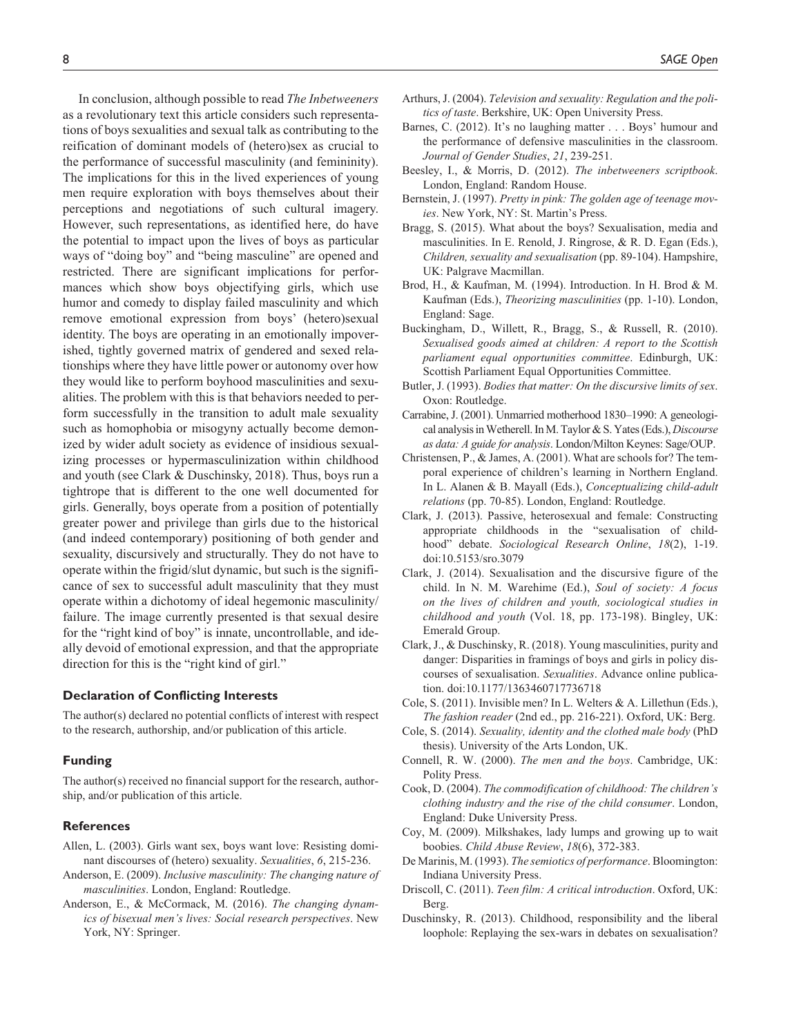In conclusion, although possible to read *The Inbetweeners* as a revolutionary text this article considers such representations of boys sexualities and sexual talk as contributing to the reification of dominant models of (hetero)sex as crucial to the performance of successful masculinity (and femininity). The implications for this in the lived experiences of young men require exploration with boys themselves about their perceptions and negotiations of such cultural imagery. However, such representations, as identified here, do have the potential to impact upon the lives of boys as particular ways of "doing boy" and "being masculine" are opened and restricted. There are significant implications for performances which show boys objectifying girls, which use humor and comedy to display failed masculinity and which remove emotional expression from boys' (hetero)sexual identity. The boys are operating in an emotionally impoverished, tightly governed matrix of gendered and sexed relationships where they have little power or autonomy over how they would like to perform boyhood masculinities and sexualities. The problem with this is that behaviors needed to perform successfully in the transition to adult male sexuality such as homophobia or misogyny actually become demonized by wider adult society as evidence of insidious sexualizing processes or hypermasculinization within childhood and youth (see Clark & Duschinsky, 2018). Thus, boys run a tightrope that is different to the one well documented for girls. Generally, boys operate from a position of potentially greater power and privilege than girls due to the historical (and indeed contemporary) positioning of both gender and sexuality, discursively and structurally. They do not have to operate within the frigid/slut dynamic, but such is the significance of sex to successful adult masculinity that they must operate within a dichotomy of ideal hegemonic masculinity/failure. The image currently presented is that sexual desire for the "right kind of boy" is innate, uncontrollable, and ideally devoid of emotional expression, and that the appropriate direction for this is the "right kind of girl."

### Declaration of Conflicting Interests

The author(s) declared no potential conflicts of interest with respect to the research, authorship, and/or publication of this article.

### Funding

The author(s) received no financial support for the research, authorship, and/or publication of this article.

### References

Allen, L. (2003). Girls want sex, boys want love: Resisting dominant discourses of (hetero) sexuality. *Sexualities*, *6*, 215-236.

Anderson, E. (2009). *Inclusive masculinity: The changing nature of masculinities*. London, England: Routledge.

Anderson, E., & McCormack, M. (2016). *The changing dynamics of bisexual men's lives: Social research perspectives*. New York, NY: Springer.

Arthurs, J. (2004). *Television and sexuality: Regulation and the politics of taste*. Berkshire, UK: Open University Press.

Barnes, C. (2012). It's no laughing matter . . . Boys' humour and the performance of defensive masculinities in the classroom. *Journal of Gender Studies*, *21*, 239-251.

Beesley, I., & Morris, D. (2012). *The inbetweeners scriptbook*. London, England: Random House.

Bernstein, J. (1997). *Pretty in pink: The golden age of teenage movies*. New York, NY: St. Martin's Press.

Bragg, S. (2015). What about the boys? Sexualisation, media and masculinities. In E. Renold, J. Ringrose, & R. D. Egan (Eds.), *Children, sexuality and sexualisation* (pp. 89-104). Hampshire, UK: Palgrave Macmillan.

Brod, H., & Kaufman, M. (1994). Introduction. In H. Brod & M. Kaufman (Eds.), *Theorizing masculinities* (pp. 1-10). London, England: Sage.

Buckingham, D., Willett, R., Bragg, S., & Russell, R. (2010). *Sexualised goods aimed at children: A report to the Scottish parliament equal opportunities committee*. Edinburgh, UK: Scottish Parliament Equal Opportunities Committee.

Butler, J. (1993). *Bodies that matter: On the discursive limits of sex*. Oxon: Routledge.

Carrabine, J. (2001). Unmarried motherhood 1830–1990: A geneological analysis in Wetherell. In M. Taylor & S. Yates (Eds.), *Discourse as data: A guide for analysis*. London/Milton Keynes: Sage/OUP.

Christensen, P., & James, A. (2001). What are schools for? The temporal experience of children's learning in Northern England. In L. Alanen & B. Mayall (Eds.), *Conceptualizing child-adult relations* (pp. 70-85). London, England: Routledge.

Clark, J. (2013). Passive, heterosexual and female: Constructing appropriate childhoods in the "sexualisation of childhood" debate. *Sociological Research Online*, *18*(2), 1-19. doi:10.5153/sro.3079

Clark, J. (2014). Sexualisation and the discursive figure of the child. In N. M. Warehime (Ed.), *Soul of society: A focus on the lives of children and youth, sociological studies in childhood and youth* (Vol. 18, pp. 173-198). Bingley, UK: Emerald Group.

Clark, J., & Duschinsky, R. (2018). Young masculinities, purity and danger: Disparities in framings of boys and girls in policy discourses of sexualisation. *Sexualities*. Advance online publication. doi:10.1177/1363460717736718

Cole, S. (2011). Invisible men? In L. Welters & A. Lillethun (Eds.), *The fashion reader* (2nd ed., pp. 216-221). Oxford, UK: Berg.

Cole, S. (2014). *Sexuality, identity and the clothed male body* (PhD thesis). University of the Arts London, UK.

Connell, R. W. (2000). *The men and the boys*. Cambridge, UK: Polity Press.

Cook, D. (2004). *The commodification of childhood: The children's clothing industry and the rise of the child consumer*. London, England: Duke University Press.

Coy, M. (2009). Milkshakes, lady lumps and growing up to wait boobies. *Child Abuse Review*, *18*(6), 372-383.

De Marinis, M. (1993). *The semiotics of performance*. Bloomington: Indiana University Press.

Driscoll, C. (2011). *Teen film: A critical introduction*. Oxford, UK: Berg.

Duschinsky, R. (2013). Childhood, responsibility and the liberal loophole: Replaying the sex-wars in debates on sexualisation?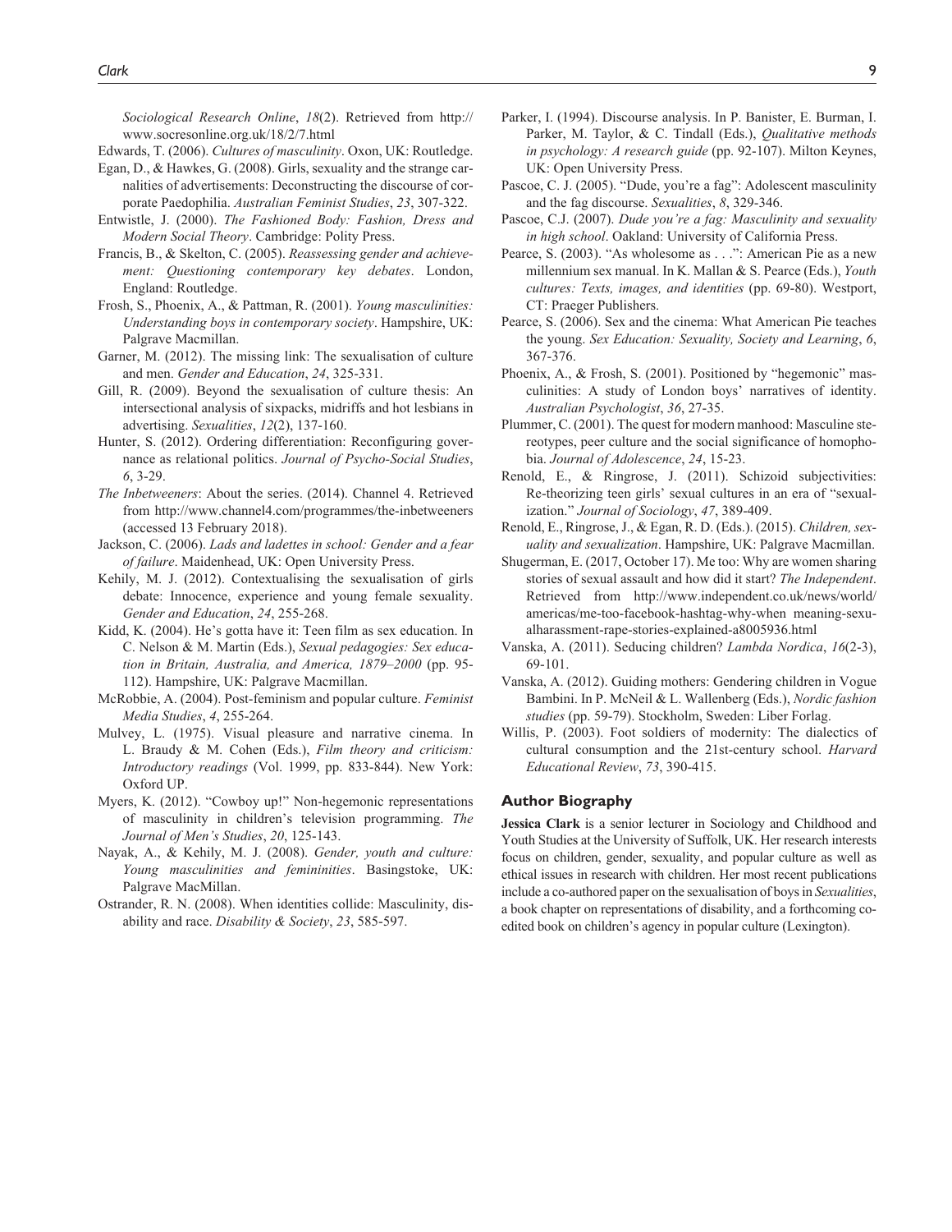*Sociological Research Online*, *18*(2). Retrieved from http://www.socresonline.org.uk/18/2/7.html

Edwards, T. (2006). *Cultures of masculinity*. Oxon, UK: Routledge.

Egan, D., & Hawkes, G. (2008). Girls, sexuality and the strange carnalities of advertisements: Deconstructing the discourse of corporate Paedophilia. *Australian Feminist Studies*, *23*, 307-322.

Entwistle, J. (2000). *The Fashioned Body: Fashion, Dress and Modern Social Theory*. Cambridge: Polity Press.

Francis, B., & Skelton, C. (2005). *Reassessing gender and achievement: Questioning contemporary key debates*. London, England: Routledge.

Frosh, S., Phoenix, A., & Pattman, R. (2001). *Young masculinities: Understanding boys in contemporary society*. Hampshire, UK: Palgrave Macmillan.

Garner, M. (2012). The missing link: The sexualisation of culture and men. *Gender and Education*, *24*, 325-331.

Gill, R. (2009). Beyond the sexualisation of culture thesis: An intersectional analysis of sixpacks, midriffs and hot lesbians in advertising. *Sexualities*, *12*(2), 137-160.

Hunter, S. (2012). Ordering differentiation: Reconfiguring governance as relational politics. *Journal of Psycho-Social Studies*, *6*, 3-29.

*The Inbetweeners*: About the series. (2014). Channel 4. Retrieved from http://www.channel4.com/programmes/the-inbetweeners (accessed 13 February 2018).

Jackson, C. (2006). *Lads and ladettes in school: Gender and a fear of failure*. Maidenhead, UK: Open University Press.

Kehily, M. J. (2012). Contextualising the sexualisation of girls debate: Innocence, experience and young female sexuality. *Gender and Education*, *24*, 255-268.

Kidd, K. (2004). He's gotta have it: Teen film as sex education. In C. Nelson & M. Martin (Eds.), *Sexual pedagogies: Sex education in Britain, Australia, and America, 1879–2000* (pp. 95-112). Hampshire, UK: Palgrave Macmillan.

McRobbie, A. (2004). Post-feminism and popular culture. *Feminist Media Studies*, *4*, 255-264.

Mulvey, L. (1975). Visual pleasure and narrative cinema. In L. Braudy & M. Cohen (Eds.), *Film theory and criticism: Introductory readings* (Vol. 1999, pp. 833-844). New York: Oxford UP.

Myers, K. (2012). "Cowboy up!" Non-hegemonic representations of masculinity in children's television programming. *The Journal of Men's Studies*, *20*, 125-143.

Nayak, A., & Kehily, M. J. (2008). *Gender, youth and culture: Young masculinities and femininities*. Basingstoke, UK: Palgrave MacMillan.

Ostrander, R. N. (2008). When identities collide: Masculinity, disability and race. *Disability & Society*, *23*, 585-597.

Parker, I. (1994). Discourse analysis. In P. Banister, E. Burman, I. Parker, M. Taylor, & C. Tindall (Eds.), *Qualitative methods in psychology: A research guide* (pp. 92-107). Milton Keynes, UK: Open University Press.

Pascoe, C. J. (2005). "Dude, you're a fag": Adolescent masculinity and the fag discourse. *Sexualities*, *8*, 329-346.

Pascoe, C.J. (2007). *Dude you're a fag: Masculinity and sexuality in high school*. Oakland: University of California Press.

Pearce, S. (2003). "As wholesome as . . .": American Pie as a new millennium sex manual. In K. Mallan & S. Pearce (Eds.), *Youth cultures: Texts, images, and identities* (pp. 69-80). Westport, CT: Praeger Publishers.

Pearce, S. (2006). Sex and the cinema: What American Pie teaches the young. *Sex Education: Sexuality, Society and Learning*, *6*, 367-376.

Phoenix, A., & Frosh, S. (2001). Positioned by "hegemonic" masculinities: A study of London boys' narratives of identity. *Australian Psychologist*, *36*, 27-35.

Plummer, C. (2001). The quest for modern manhood: Masculine stereotypes, peer culture and the social significance of homophobia. *Journal of Adolescence*, *24*, 15-23.

Renold, E., & Ringrose, J. (2011). Schizoid subjectivities: Re-theorizing teen girls' sexual cultures in an era of "sexualization." *Journal of Sociology*, *47*, 389-409.

Renold, E., Ringrose, J., & Egan, R. D. (Eds.). (2015). *Children, sexuality and sexualization*. Hampshire, UK: Palgrave Macmillan.

Shugerman, E. (2017, October 17). Me too: Why are women sharing stories of sexual assault and how did it start? *The Independent*. Retrieved from http://www.independent.co.uk/news/world/americas/me-too-facebook-hashtag-why-when meaning-sexualharassment-rape-stories-explained-a8005936.html

Vanska, A. (2011). Seducing children? *Lambda Nordica*, *16*(2-3), 69-101.

Vanska, A. (2012). Guiding mothers: Gendering children in Vogue Bambini. In P. McNeil & L. Wallenberg (Eds.), *Nordic fashion studies* (pp. 59-79). Stockholm, Sweden: Liber Forlag.

Willis, P. (2003). Foot soldiers of modernity: The dialectics of cultural consumption and the 21st-century school. *Harvard Educational Review*, *73*, 390-415.

## Author Biography

**Jessica Clark** is a senior lecturer in Sociology and Childhood and Youth Studies at the University of Suffolk, UK. Her research interests focus on children, gender, sexuality, and popular culture as well as ethical issues in research with children. Her most recent publications include a co-authored paper on the sexualisation of boys in *Sexualities*, a book chapter on representations of disability, and a forthcoming co-edited book on children's agency in popular culture (Lexington).